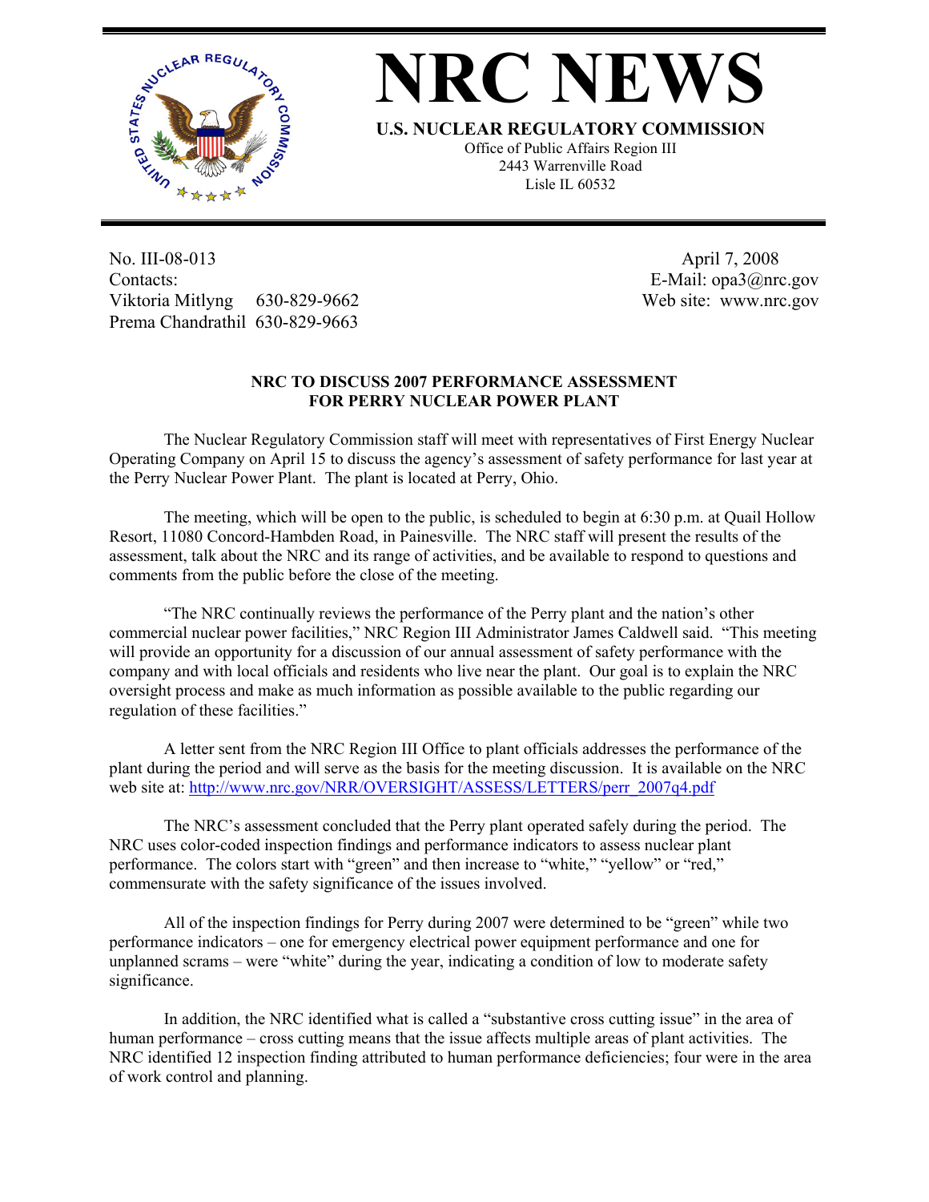# NRC NEWS

**U.S. NUCLEAR REGULATORY COMMISSION**

Office of Public Affairs Region III
2443 Warrenville Road
Lisle IL 60532

No. III-08-013
Contacts:
Viktoria Mitlyng 630-829-9662
Prema Chandrathil 630-829-9663

April 7, 2008
E-Mail: opa3@nrc.gov
Web site: www.nrc.gov

**NRC TO DISCUSS 2007 PERFORMANCE ASSESSMENT FOR PERRY NUCLEAR POWER PLANT**

The Nuclear Regulatory Commission staff will meet with representatives of First Energy Nuclear Operating Company on April 15 to discuss the agency's assessment of safety performance for last year at the Perry Nuclear Power Plant. The plant is located at Perry, Ohio.

The meeting, which will be open to the public, is scheduled to begin at 6:30 p.m. at Quail Hollow Resort, 11080 Concord-Hambden Road, in Painesville. The NRC staff will present the results of the assessment, talk about the NRC and its range of activities, and be available to respond to questions and comments from the public before the close of the meeting.

"The NRC continually reviews the performance of the Perry plant and the nation's other commercial nuclear power facilities," NRC Region III Administrator James Caldwell said. "This meeting will provide an opportunity for a discussion of our annual assessment of safety performance with the company and with local officials and residents who live near the plant. Our goal is to explain the NRC oversight process and make as much information as possible available to the public regarding our regulation of these facilities."

A letter sent from the NRC Region III Office to plant officials addresses the performance of the plant during the period and will serve as the basis for the meeting discussion. It is available on the NRC web site at: http://www.nrc.gov/NRR/OVERSIGHT/ASSESS/LETTERS/perr_2007q4.pdf

The NRC's assessment concluded that the Perry plant operated safely during the period. The NRC uses color-coded inspection findings and performance indicators to assess nuclear plant performance. The colors start with "green" and then increase to "white," "yellow" or "red," commensurate with the safety significance of the issues involved.

All of the inspection findings for Perry during 2007 were determined to be "green" while two performance indicators – one for emergency electrical power equipment performance and one for unplanned scrams – were "white" during the year, indicating a condition of low to moderate safety significance.

In addition, the NRC identified what is called a "substantive cross cutting issue" in the area of human performance – cross cutting means that the issue affects multiple areas of plant activities. The NRC identified 12 inspection finding attributed to human performance deficiencies; four were in the area of work control and planning.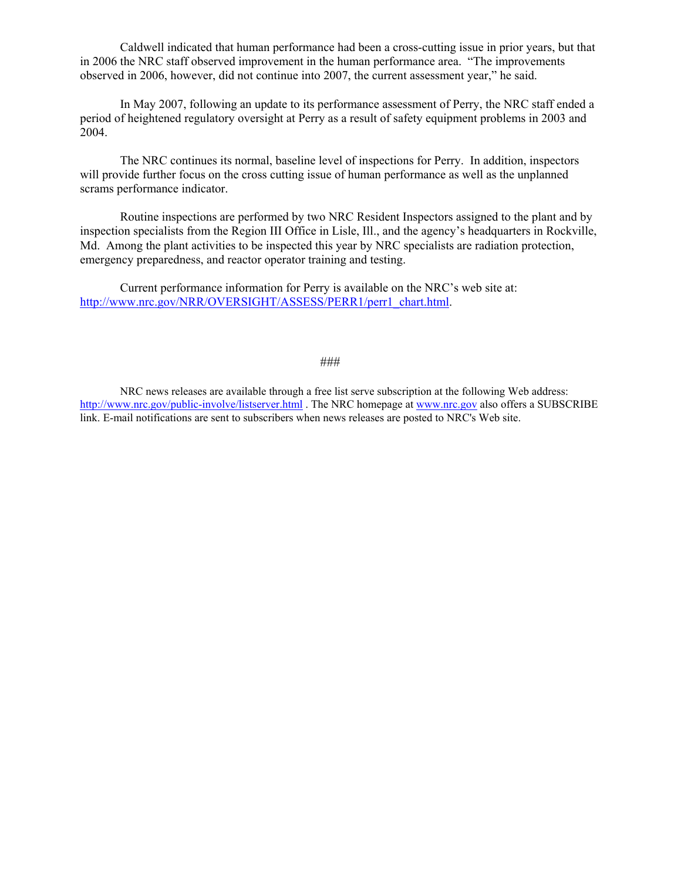Caldwell indicated that human performance had been a cross-cutting issue in prior years, but that in 2006 the NRC staff observed improvement in the human performance area. "The improvements observed in 2006, however, did not continue into 2007, the current assessment year," he said.

In May 2007, following an update to its performance assessment of Perry, the NRC staff ended a period of heightened regulatory oversight at Perry as a result of safety equipment problems in 2003 and 2004.

The NRC continues its normal, baseline level of inspections for Perry. In addition, inspectors will provide further focus on the cross cutting issue of human performance as well as the unplanned scrams performance indicator.

Routine inspections are performed by two NRC Resident Inspectors assigned to the plant and by inspection specialists from the Region III Office in Lisle, Ill., and the agency's headquarters in Rockville, Md. Among the plant activities to be inspected this year by NRC specialists are radiation protection, emergency preparedness, and reactor operator training and testing.

Current performance information for Perry is available on the NRC's web site at: http://www.nrc.gov/NRR/OVERSIGHT/ASSESS/PERR1/perr1_chart.html.

###

NRC news releases are available through a free list serve subscription at the following Web address: http://www.nrc.gov/public-involve/listserver.html . The NRC homepage at www.nrc.gov also offers a SUBSCRIBE link. E-mail notifications are sent to subscribers when news releases are posted to NRC's Web site.